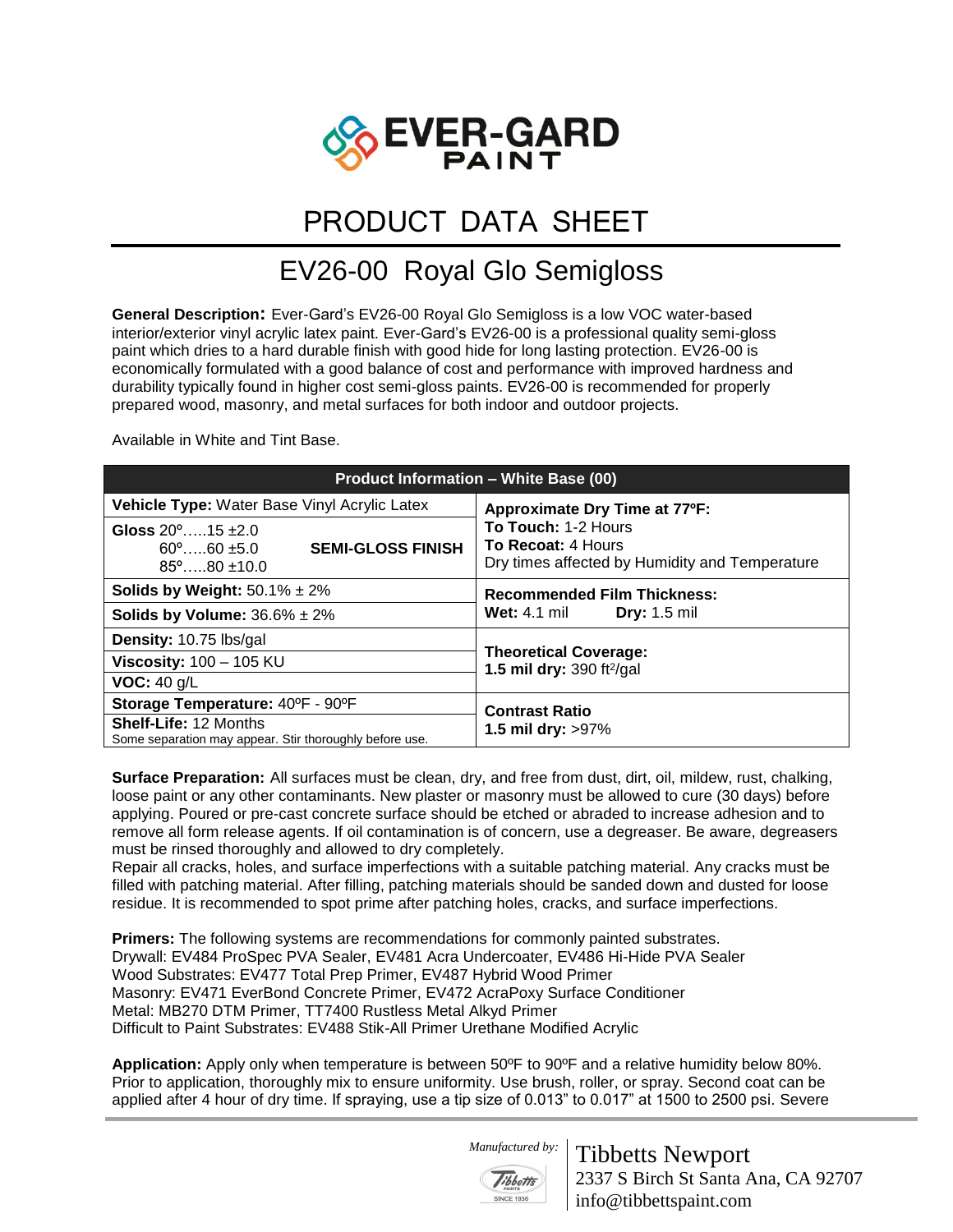EVER-GARD PAINT

# PRODUCT DATA SHEET

## EV26-00 Royal Glo Semigloss

**General Description:** Ever-Gard's EV26-00 Royal Glo Semigloss is a low VOC water-based interior/exterior vinyl acrylic latex paint. Ever-Gard's EV26-00 is a professional quality semi-gloss paint which dries to a hard durable finish with good hide for long lasting protection. EV26-00 is economically formulated with a good balance of cost and performance with improved hardness and durability typically found in higher cost semi-gloss paints. EV26-00 is recommended for properly prepared wood, masonry, and metal surfaces for both indoor and outdoor projects.

Available in White and Tint Base.

| Product Information – White Base (00) | |
|---|---|
| **Vehicle Type:** Water Base Vinyl Acrylic Latex | **Approximate Dry Time at 77ºF:** **To Touch:** 1-2 Hours **To Recoat:** 4 Hours Dry times affected by Humidity and Temperature |
| **Gloss** 20º…..15 ±2.0 60º…..60 ±5.0 85º…..80 ±10.0 **SEMI-GLOSS FINISH** | |
| **Solids by Weight:** 50.1% ± 2% | **Recommended Film Thickness:** **Wet:** 4.1 mil **Dry:** 1.5 mil |
| **Solids by Volume:** 36.6% ± 2% | |
| **Density:** 10.75 lbs/gal | **Theoretical Coverage:** **1.5 mil dry:** 390 $ft^2$/gal |
| **Viscosity:** 100 – 105 KU | |
| **VOC:** 40 g/L | |
| **Storage Temperature:** 40ºF - 90ºF | **Contrast Ratio** **1.5 mil dry:** >97% |
| **Shelf-Life:** 12 Months Some separation may appear. Stir thoroughly before use. | |

**Surface Preparation:** All surfaces must be clean, dry, and free from dust, dirt, oil, mildew, rust, chalking, loose paint or any other contaminants. New plaster or masonry must be allowed to cure (30 days) before applying. Poured or pre-cast concrete surface should be etched or abraded to increase adhesion and to remove all form release agents. If oil contamination is of concern, use a degreaser. Be aware, degreasers must be rinsed thoroughly and allowed to dry completely.
Repair all cracks, holes, and surface imperfections with a suitable patching material. Any cracks must be filled with patching material. After filling, patching materials should be sanded down and dusted for loose residue. It is recommended to spot prime after patching holes, cracks, and surface imperfections.

**Primers:** The following systems are recommendations for commonly painted substrates.
Drywall: EV484 ProSpec PVA Sealer, EV481 Acra Undercoater, EV486 Hi-Hide PVA Sealer
Wood Substrates: EV477 Total Prep Primer, EV487 Hybrid Wood Primer
Masonry: EV471 EverBond Concrete Primer, EV472 AcraPoxy Surface Conditioner
Metal: MB270 DTM Primer, TT7400 Rustless Metal Alkyd Primer
Difficult to Paint Substrates: EV488 Stik-All Primer Urethane Modified Acrylic

**Application:** Apply only when temperature is between 50ºF to 90ºF and a relative humidity below 80%. Prior to application, thoroughly mix to ensure uniformity. Use brush, roller, or spray. Second coat can be applied after 4 hour of dry time. If spraying, use a tip size of 0.013" to 0.017" at 1500 to 2500 psi. Severe

*Manufactured by:* Tibbetts Newport
2337 S Birch St Santa Ana, CA 92707
info@tibbettspaint.com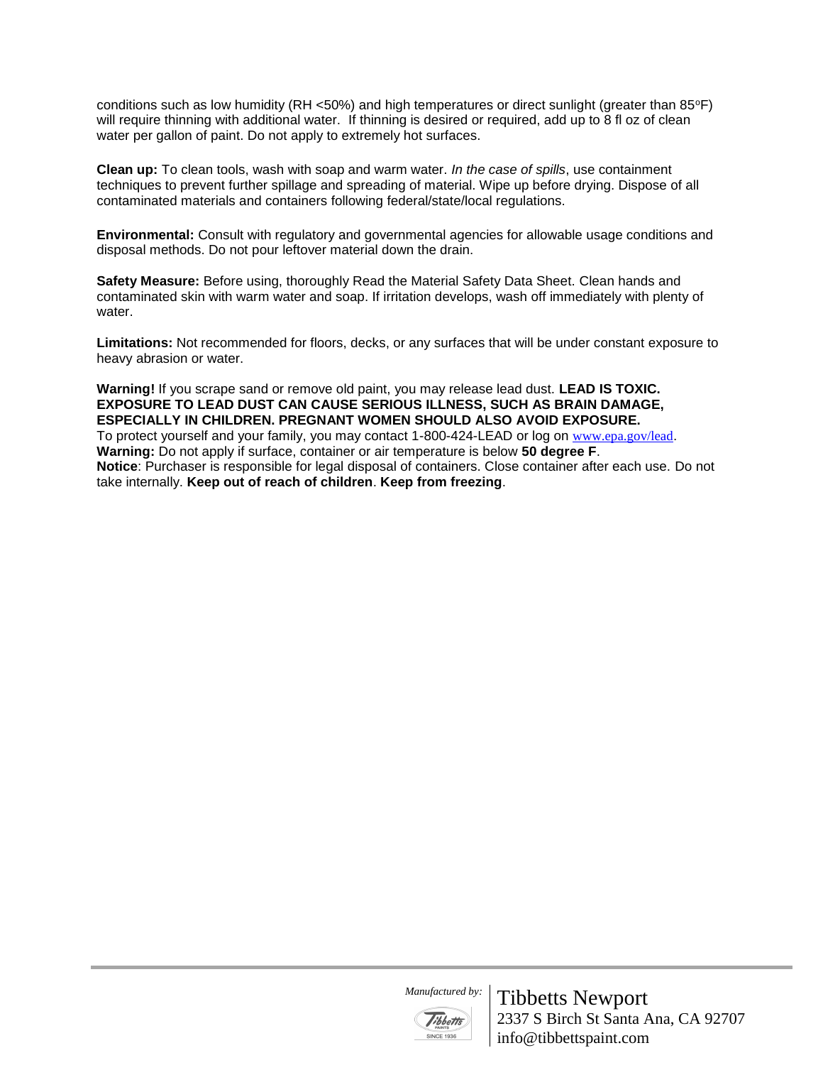conditions such as low humidity (RH <50%) and high temperatures or direct sunlight (greater than 85°F) will require thinning with additional water. If thinning is desired or required, add up to 8 fl oz of clean water per gallon of paint. Do not apply to extremely hot surfaces.

**Clean up:** To clean tools, wash with soap and warm water. *In the case of spills*, use containment techniques to prevent further spillage and spreading of material. Wipe up before drying. Dispose of all contaminated materials and containers following federal/state/local regulations.

**Environmental:** Consult with regulatory and governmental agencies for allowable usage conditions and disposal methods. Do not pour leftover material down the drain.

**Safety Measure:** Before using, thoroughly Read the Material Safety Data Sheet. Clean hands and contaminated skin with warm water and soap. If irritation develops, wash off immediately with plenty of water.

**Limitations:** Not recommended for floors, decks, or any surfaces that will be under constant exposure to heavy abrasion or water.

**Warning!** If you scrape sand or remove old paint, you may release lead dust. **LEAD IS TOXIC. EXPOSURE TO LEAD DUST CAN CAUSE SERIOUS ILLNESS, SUCH AS BRAIN DAMAGE, ESPECIALLY IN CHILDREN. PREGNANT WOMEN SHOULD ALSO AVOID EXPOSURE.**
To protect yourself and your family, you may contact 1-800-424-LEAD or log on www.epa.gov/lead.
**Warning:** Do not apply if surface, container or air temperature is below **50 degree F**.
**Notice**: Purchaser is responsible for legal disposal of containers. Close container after each use. Do not take internally. **Keep out of reach of children**. **Keep from freezing**.

*Manufactured by:*

Tibbetts Newport
2337 S Birch St Santa Ana, CA 92707
info@tibbettspaint.com